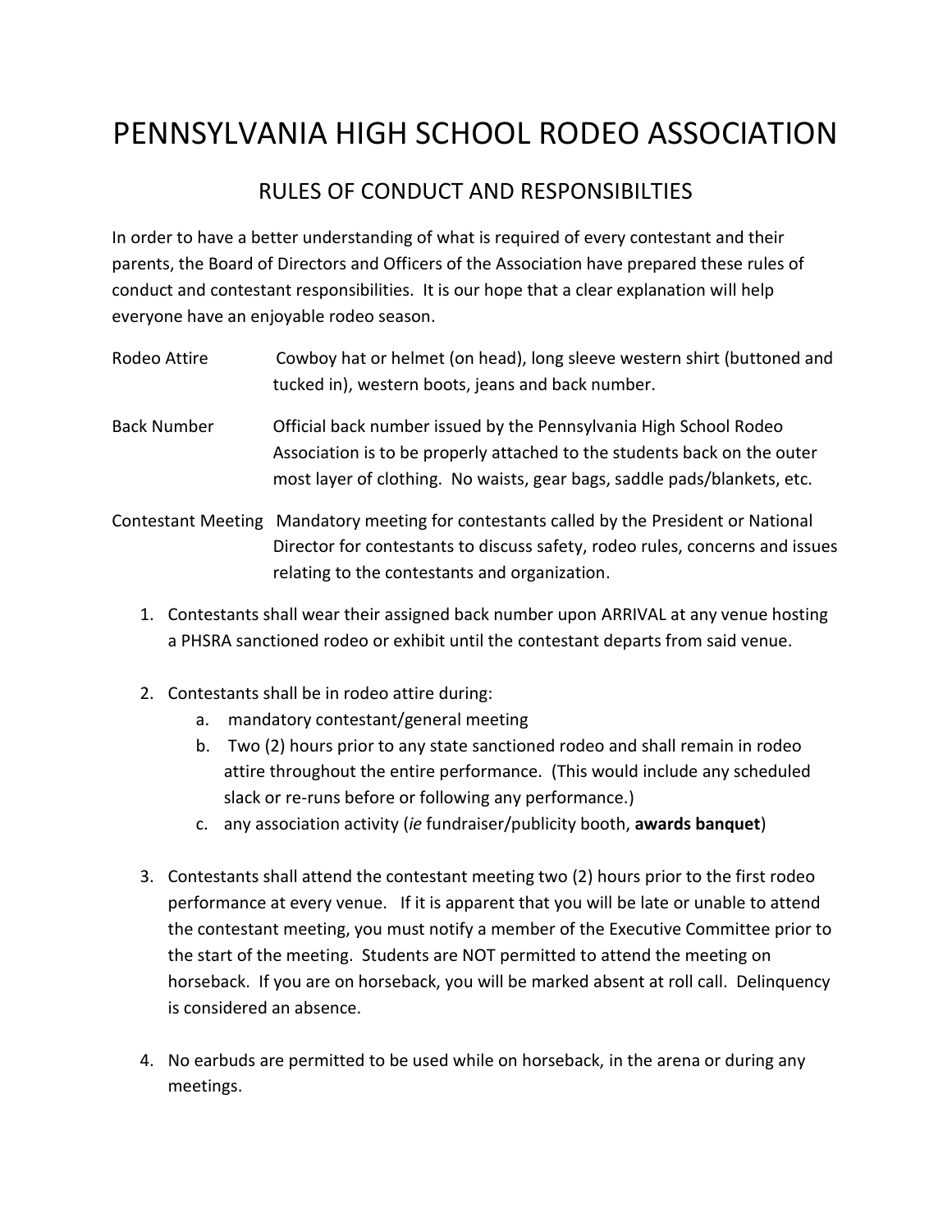# PENNSYLVANIA HIGH SCHOOL RODEO ASSOCIATION

## RULES OF CONDUCT AND RESPONSIBILTIES

In order to have a better understanding of what is required of every contestant and their parents, the Board of Directors and Officers of the Association have prepared these rules of conduct and contestant responsibilities. It is our hope that a clear explanation will help everyone have an enjoyable rodeo season.

| | |
|---|---|
| Rodeo Attire | Cowboy hat or helmet (on head), long sleeve western shirt (buttoned and tucked in), western boots, jeans and back number. |
| Back Number | Official back number issued by the Pennsylvania High School Rodeo Association is to be properly attached to the students back on the outer most layer of clothing. No waists, gear bags, saddle pads/blankets, etc. |
| Contestant Meeting | Mandatory meeting for contestants called by the President or National Director for contestants to discuss safety, rodeo rules, concerns and issues relating to the contestants and organization. |

1. Contestants shall wear their assigned back number upon ARRIVAL at any venue hosting a PHSRA sanctioned rodeo or exhibit until the contestant departs from said venue.

2. Contestants shall be in rodeo attire during:
   a. mandatory contestant/general meeting
   b. Two (2) hours prior to any state sanctioned rodeo and shall remain in rodeo attire throughout the entire performance. (This would include any scheduled slack or re-runs before or following any performance.)
   c. any association activity (*ie* fundraiser/publicity booth, **awards banquet**)

3. Contestants shall attend the contestant meeting two (2) hours prior to the first rodeo performance at every venue. If it is apparent that you will be late or unable to attend the contestant meeting, you must notify a member of the Executive Committee prior to the start of the meeting. Students are NOT permitted to attend the meeting on horseback. If you are on horseback, you will be marked absent at roll call. Delinquency is considered an absence.

4. No earbuds are permitted to be used while on horseback, in the arena or during any meetings.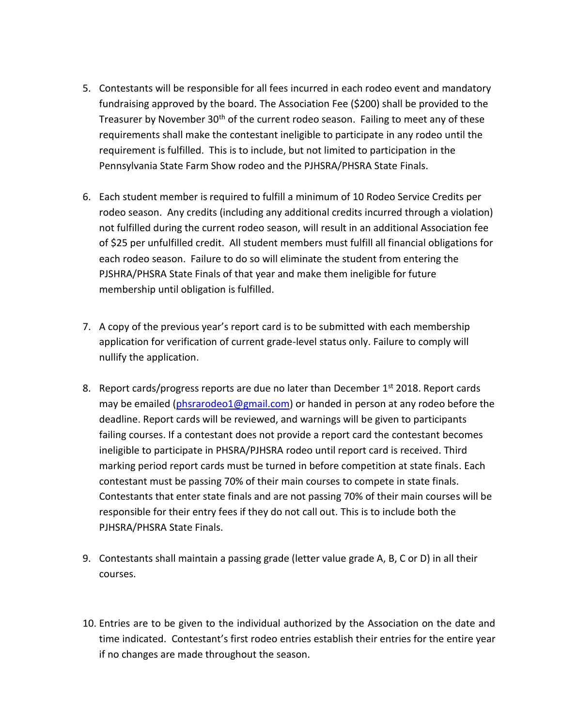5. Contestants will be responsible for all fees incurred in each rodeo event and mandatory fundraising approved by the board. The Association Fee ($200) shall be provided to the Treasurer by November 30th of the current rodeo season. Failing to meet any of these requirements shall make the contestant ineligible to participate in any rodeo until the requirement is fulfilled. This is to include, but not limited to participation in the Pennsylvania State Farm Show rodeo and the PJHSRA/PHSRA State Finals.

6. Each student member is required to fulfill a minimum of 10 Rodeo Service Credits per rodeo season. Any credits (including any additional credits incurred through a violation) not fulfilled during the current rodeo season, will result in an additional Association fee of $25 per unfulfilled credit. All student members must fulfill all financial obligations for each rodeo season. Failure to do so will eliminate the student from entering the PJSHRA/PHSRA State Finals of that year and make them ineligible for future membership until obligation is fulfilled.

7. A copy of the previous year's report card is to be submitted with each membership application for verification of current grade-level status only. Failure to comply will nullify the application.

8. Report cards/progress reports are due no later than December 1st 2018. Report cards may be emailed (phsrarodeo1@gmail.com) or handed in person at any rodeo before the deadline. Report cards will be reviewed, and warnings will be given to participants failing courses. If a contestant does not provide a report card the contestant becomes ineligible to participate in PHSRA/PJHSRA rodeo until report card is received. Third marking period report cards must be turned in before competition at state finals. Each contestant must be passing 70% of their main courses to compete in state finals. Contestants that enter state finals and are not passing 70% of their main courses will be responsible for their entry fees if they do not call out. This is to include both the PJHSRA/PHSRA State Finals.

9. Contestants shall maintain a passing grade (letter value grade A, B, C or D) in all their courses.

10. Entries are to be given to the individual authorized by the Association on the date and time indicated. Contestant's first rodeo entries establish their entries for the entire year if no changes are made throughout the season.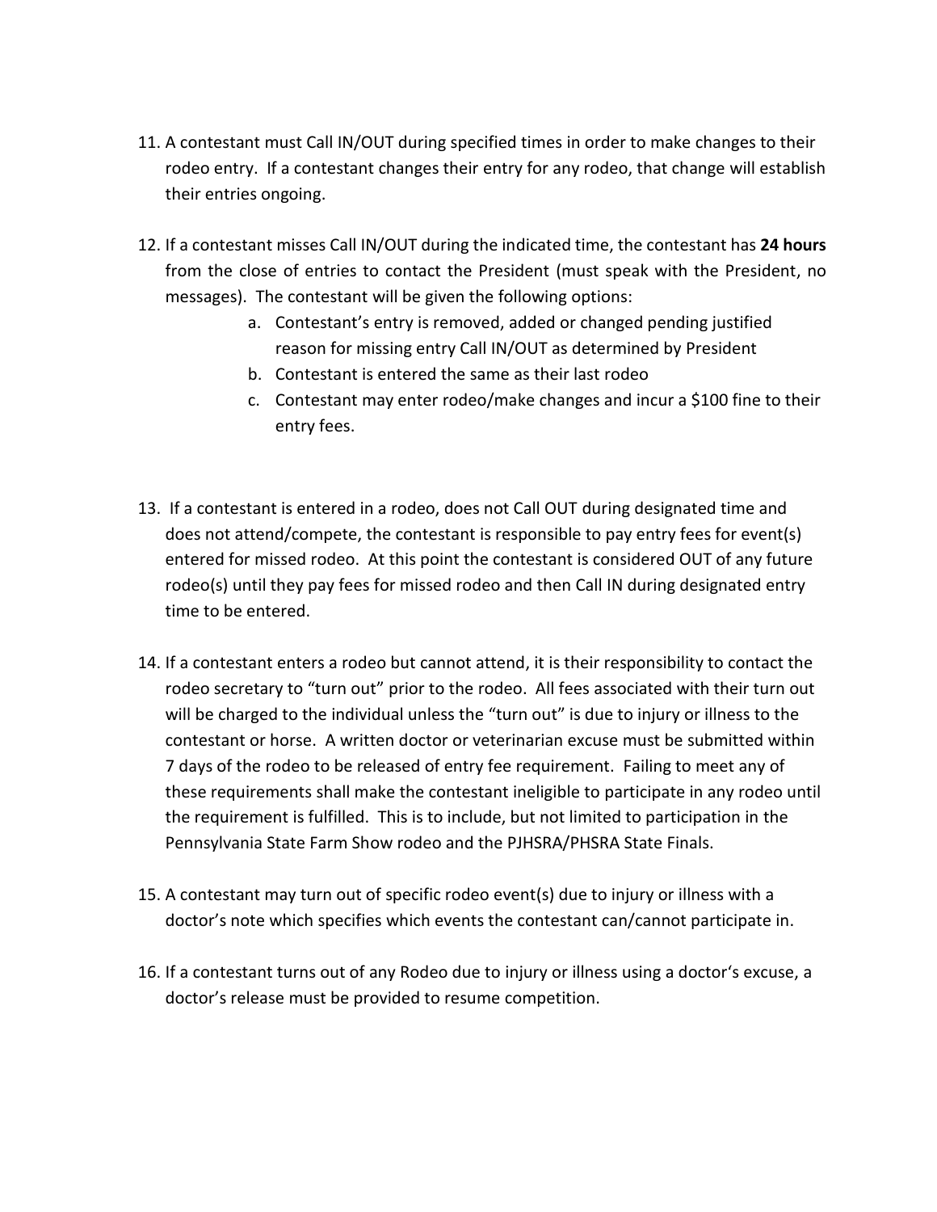11. A contestant must Call IN/OUT during specified times in order to make changes to their rodeo entry. If a contestant changes their entry for any rodeo, that change will establish their entries ongoing.

12. If a contestant misses Call IN/OUT during the indicated time, the contestant has **24 hours** from the close of entries to contact the President (must speak with the President, no messages). The contestant will be given the following options:
    a. Contestant's entry is removed, added or changed pending justified reason for missing entry Call IN/OUT as determined by President
    b. Contestant is entered the same as their last rodeo
    c. Contestant may enter rodeo/make changes and incur a $100 fine to their entry fees.

13. If a contestant is entered in a rodeo, does not Call OUT during designated time and does not attend/compete, the contestant is responsible to pay entry fees for event(s) entered for missed rodeo. At this point the contestant is considered OUT of any future rodeo(s) until they pay fees for missed rodeo and then Call IN during designated entry time to be entered.

14. If a contestant enters a rodeo but cannot attend, it is their responsibility to contact the rodeo secretary to "turn out" prior to the rodeo. All fees associated with their turn out will be charged to the individual unless the "turn out" is due to injury or illness to the contestant or horse. A written doctor or veterinarian excuse must be submitted within 7 days of the rodeo to be released of entry fee requirement. Failing to meet any of these requirements shall make the contestant ineligible to participate in any rodeo until the requirement is fulfilled. This is to include, but not limited to participation in the Pennsylvania State Farm Show rodeo and the PJHSRA/PHSRA State Finals.

15. A contestant may turn out of specific rodeo event(s) due to injury or illness with a doctor's note which specifies which events the contestant can/cannot participate in.

16. If a contestant turns out of any Rodeo due to injury or illness using a doctor's excuse, a doctor's release must be provided to resume competition.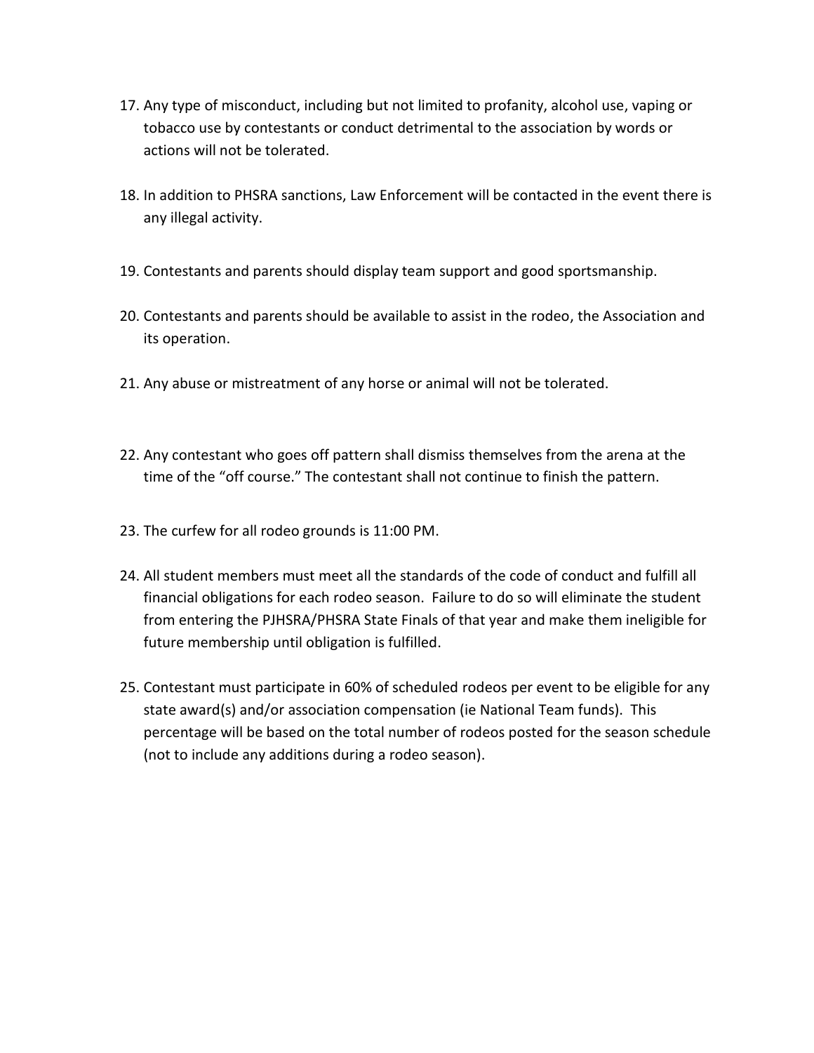17. Any type of misconduct, including but not limited to profanity, alcohol use, vaping or tobacco use by contestants or conduct detrimental to the association by words or actions will not be tolerated.

18. In addition to PHSRA sanctions, Law Enforcement will be contacted in the event there is any illegal activity.

19. Contestants and parents should display team support and good sportsmanship.

20. Contestants and parents should be available to assist in the rodeo, the Association and its operation.

21. Any abuse or mistreatment of any horse or animal will not be tolerated.

22. Any contestant who goes off pattern shall dismiss themselves from the arena at the time of the "off course." The contestant shall not continue to finish the pattern.

23. The curfew for all rodeo grounds is 11:00 PM.

24. All student members must meet all the standards of the code of conduct and fulfill all financial obligations for each rodeo season. Failure to do so will eliminate the student from entering the PJHSRA/PHSRA State Finals of that year and make them ineligible for future membership until obligation is fulfilled.

25. Contestant must participate in 60% of scheduled rodeos per event to be eligible for any state award(s) and/or association compensation (ie National Team funds). This percentage will be based on the total number of rodeos posted for the season schedule (not to include any additions during a rodeo season).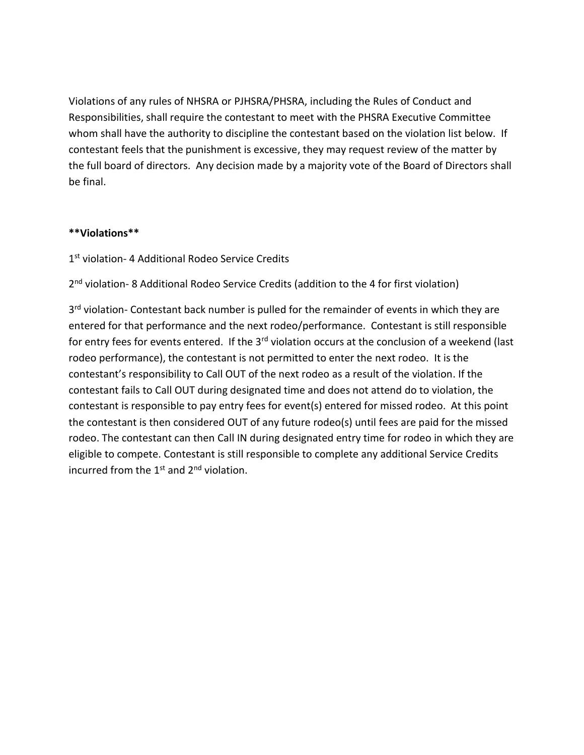Violations of any rules of NHSRA or PJHSRA/PHSRA, including the Rules of Conduct and Responsibilities, shall require the contestant to meet with the PHSRA Executive Committee whom shall have the authority to discipline the contestant based on the violation list below. If contestant feels that the punishment is excessive, they may request review of the matter by the full board of directors. Any decision made by a majority vote of the Board of Directors shall be final.

**Violations**

1st violation- 4 Additional Rodeo Service Credits

2nd violation- 8 Additional Rodeo Service Credits (addition to the 4 for first violation)

3rd violation- Contestant back number is pulled for the remainder of events in which they are entered for that performance and the next rodeo/performance. Contestant is still responsible for entry fees for events entered. If the 3rd violation occurs at the conclusion of a weekend (last rodeo performance), the contestant is not permitted to enter the next rodeo. It is the contestant's responsibility to Call OUT of the next rodeo as a result of the violation. If the contestant fails to Call OUT during designated time and does not attend do to violation, the contestant is responsible to pay entry fees for event(s) entered for missed rodeo. At this point the contestant is then considered OUT of any future rodeo(s) until fees are paid for the missed rodeo. The contestant can then Call IN during designated entry time for rodeo in which they are eligible to compete. Contestant is still responsible to complete any additional Service Credits incurred from the 1st and 2nd violation.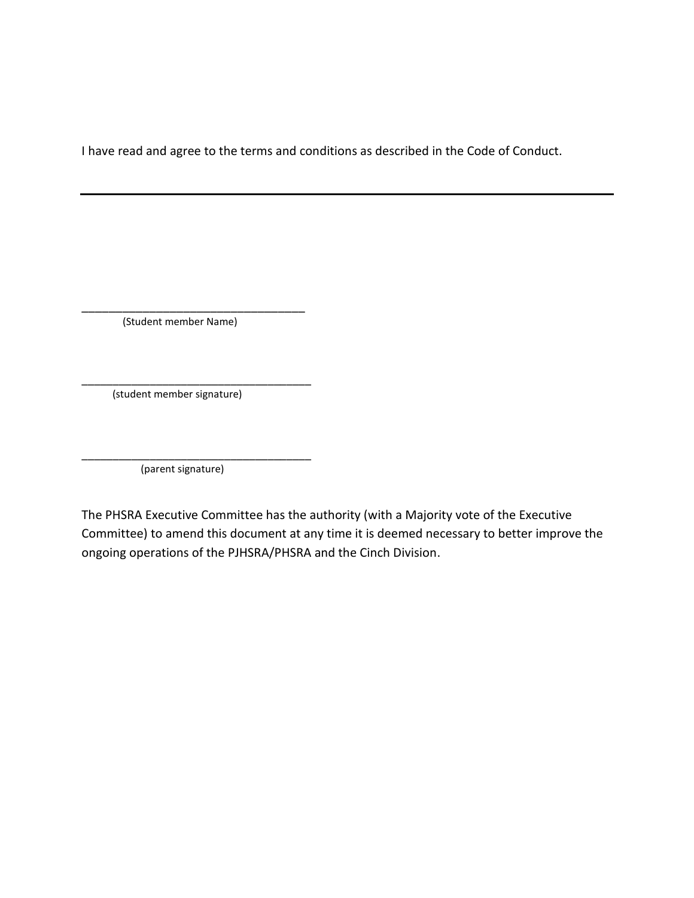I have read and agree to the terms and conditions as described in the Code of Conduct.

---

____________________________________

(Student member Name)

______________________________________

(student member signature)

______________________________________

(parent signature)

The PHSRA Executive Committee has the authority (with a Majority vote of the Executive Committee) to amend this document at any time it is deemed necessary to better improve the ongoing operations of the PJHSRA/PHSRA and the Cinch Division.